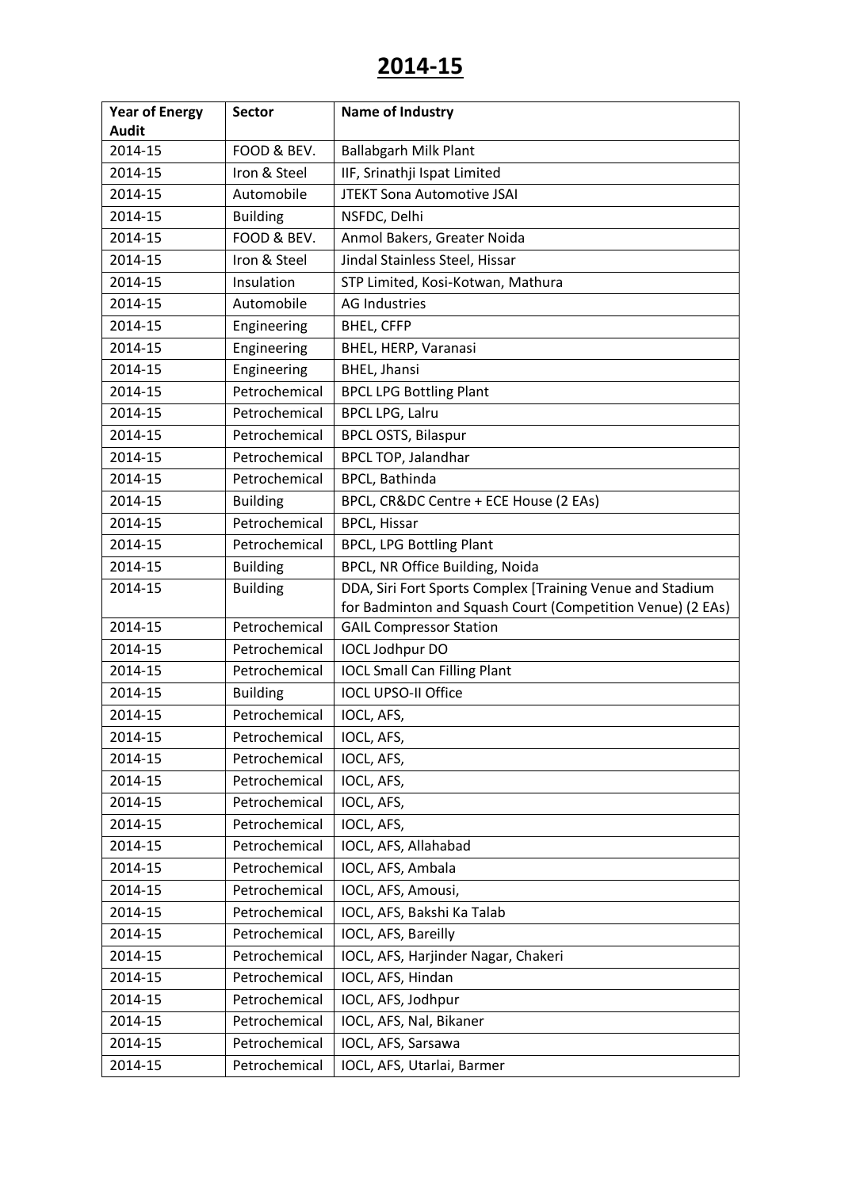# 2014-15

| Year of Energy Audit | Sector | Name of Industry |
|---|---|---|
| 2014-15 | FOOD & BEV. | Ballabgarh Milk Plant |
| 2014-15 | Iron & Steel | IIF, Srinathji Ispat Limited |
| 2014-15 | Automobile | JTEKT Sona Automotive JSAI |
| 2014-15 | Building | NSFDC, Delhi |
| 2014-15 | FOOD & BEV. | Anmol Bakers, Greater Noida |
| 2014-15 | Iron & Steel | Jindal Stainless Steel, Hissar |
| 2014-15 | Insulation | STP Limited, Kosi-Kotwan, Mathura |
| 2014-15 | Automobile | AG Industries |
| 2014-15 | Engineering | BHEL, CFFP |
| 2014-15 | Engineering | BHEL, HERP, Varanasi |
| 2014-15 | Engineering | BHEL, Jhansi |
| 2014-15 | Petrochemical | BPCL LPG Bottling Plant |
| 2014-15 | Petrochemical | BPCL LPG, Lalru |
| 2014-15 | Petrochemical | BPCL OSTS, Bilaspur |
| 2014-15 | Petrochemical | BPCL TOP, Jalandhar |
| 2014-15 | Petrochemical | BPCL, Bathinda |
| 2014-15 | Building | BPCL, CR&DC Centre + ECE House (2 EAs) |
| 2014-15 | Petrochemical | BPCL, Hissar |
| 2014-15 | Petrochemical | BPCL, LPG Bottling Plant |
| 2014-15 | Building | BPCL, NR Office Building, Noida |
| 2014-15 | Building | DDA, Siri Fort Sports Complex [Training Venue and Stadium for Badminton and Squash Court (Competition Venue) (2 EAs) |
| 2014-15 | Petrochemical | GAIL Compressor Station |
| 2014-15 | Petrochemical | IOCL Jodhpur DO |
| 2014-15 | Petrochemical | IOCL Small Can Filling Plant |
| 2014-15 | Building | IOCL UPSO-II Office |
| 2014-15 | Petrochemical | IOCL, AFS, |
| 2014-15 | Petrochemical | IOCL, AFS, |
| 2014-15 | Petrochemical | IOCL, AFS, |
| 2014-15 | Petrochemical | IOCL, AFS, |
| 2014-15 | Petrochemical | IOCL, AFS, |
| 2014-15 | Petrochemical | IOCL, AFS, |
| 2014-15 | Petrochemical | IOCL, AFS, Allahabad |
| 2014-15 | Petrochemical | IOCL, AFS, Ambala |
| 2014-15 | Petrochemical | IOCL, AFS, Amousi, |
| 2014-15 | Petrochemical | IOCL, AFS, Bakshi Ka Talab |
| 2014-15 | Petrochemical | IOCL, AFS, Bareilly |
| 2014-15 | Petrochemical | IOCL, AFS, Harjinder Nagar, Chakeri |
| 2014-15 | Petrochemical | IOCL, AFS, Hindan |
| 2014-15 | Petrochemical | IOCL, AFS, Jodhpur |
| 2014-15 | Petrochemical | IOCL, AFS, Nal, Bikaner |
| 2014-15 | Petrochemical | IOCL, AFS, Sarsawa |
| 2014-15 | Petrochemical | IOCL, AFS, Utarlai, Barmer |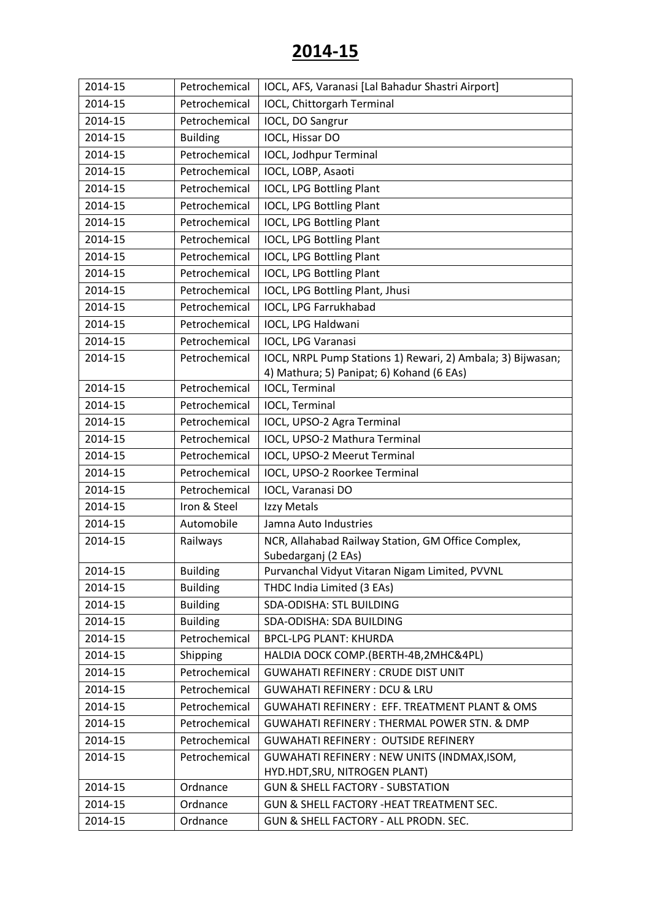# 2014-15

| | | |
|---|---|---|
| 2014-15 | Petrochemical | IOCL, AFS, Varanasi [Lal Bahadur Shastri Airport] |
| 2014-15 | Petrochemical | IOCL, Chittorgarh Terminal |
| 2014-15 | Petrochemical | IOCL, DO Sangrur |
| 2014-15 | Building | IOCL, Hissar DO |
| 2014-15 | Petrochemical | IOCL, Jodhpur Terminal |
| 2014-15 | Petrochemical | IOCL, LOBP, Asaoti |
| 2014-15 | Petrochemical | IOCL, LPG Bottling Plant |
| 2014-15 | Petrochemical | IOCL, LPG Bottling Plant |
| 2014-15 | Petrochemical | IOCL, LPG Bottling Plant |
| 2014-15 | Petrochemical | IOCL, LPG Bottling Plant |
| 2014-15 | Petrochemical | IOCL, LPG Bottling Plant |
| 2014-15 | Petrochemical | IOCL, LPG Bottling Plant |
| 2014-15 | Petrochemical | IOCL, LPG Bottling Plant, Jhusi |
| 2014-15 | Petrochemical | IOCL, LPG Farrukhabad |
| 2014-15 | Petrochemical | IOCL, LPG Haldwani |
| 2014-15 | Petrochemical | IOCL, LPG Varanasi |
| 2014-15 | Petrochemical | IOCL, NRPL Pump Stations 1) Rewari, 2) Ambala; 3) Bijwasan; 4) Mathura; 5) Panipat; 6) Kohand (6 EAs) |
| 2014-15 | Petrochemical | IOCL, Terminal |
| 2014-15 | Petrochemical | IOCL, Terminal |
| 2014-15 | Petrochemical | IOCL, UPSO-2 Agra Terminal |
| 2014-15 | Petrochemical | IOCL, UPSO-2 Mathura Terminal |
| 2014-15 | Petrochemical | IOCL, UPSO-2 Meerut Terminal |
| 2014-15 | Petrochemical | IOCL, UPSO-2 Roorkee Terminal |
| 2014-15 | Petrochemical | IOCL, Varanasi DO |
| 2014-15 | Iron & Steel | Izzy Metals |
| 2014-15 | Automobile | Jamna Auto Industries |
| 2014-15 | Railways | NCR, Allahabad Railway Station, GM Office Complex, Subedarganj (2 EAs) |
| 2014-15 | Building | Purvanchal Vidyut Vitaran Nigam Limited, PVVNL |
| 2014-15 | Building | THDC India Limited (3 EAs) |
| 2014-15 | Building | SDA-ODISHA: STL BUILDING |
| 2014-15 | Building | SDA-ODISHA: SDA BUILDING |
| 2014-15 | Petrochemical | BPCL-LPG PLANT: KHURDA |
| 2014-15 | Shipping | HALDIA DOCK COMP.(BERTH-4B,2MHC&4PL) |
| 2014-15 | Petrochemical | GUWAHATI REFINERY : CRUDE DIST UNIT |
| 2014-15 | Petrochemical | GUWAHATI REFINERY : DCU & LRU |
| 2014-15 | Petrochemical | GUWAHATI REFINERY : EFF. TREATMENT PLANT & OMS |
| 2014-15 | Petrochemical | GUWAHATI REFINERY : THERMAL POWER STN. & DMP |
| 2014-15 | Petrochemical | GUWAHATI REFINERY : OUTSIDE REFINERY |
| 2014-15 | Petrochemical | GUWAHATI REFINERY : NEW UNITS (INDMAX,ISOM, HYD.HDT,SRU, NITROGEN PLANT) |
| 2014-15 | Ordnance | GUN & SHELL FACTORY - SUBSTATION |
| 2014-15 | Ordnance | GUN & SHELL FACTORY -HEAT TREATMENT SEC. |
| 2014-15 | Ordnance | GUN & SHELL FACTORY - ALL PRODN. SEC. |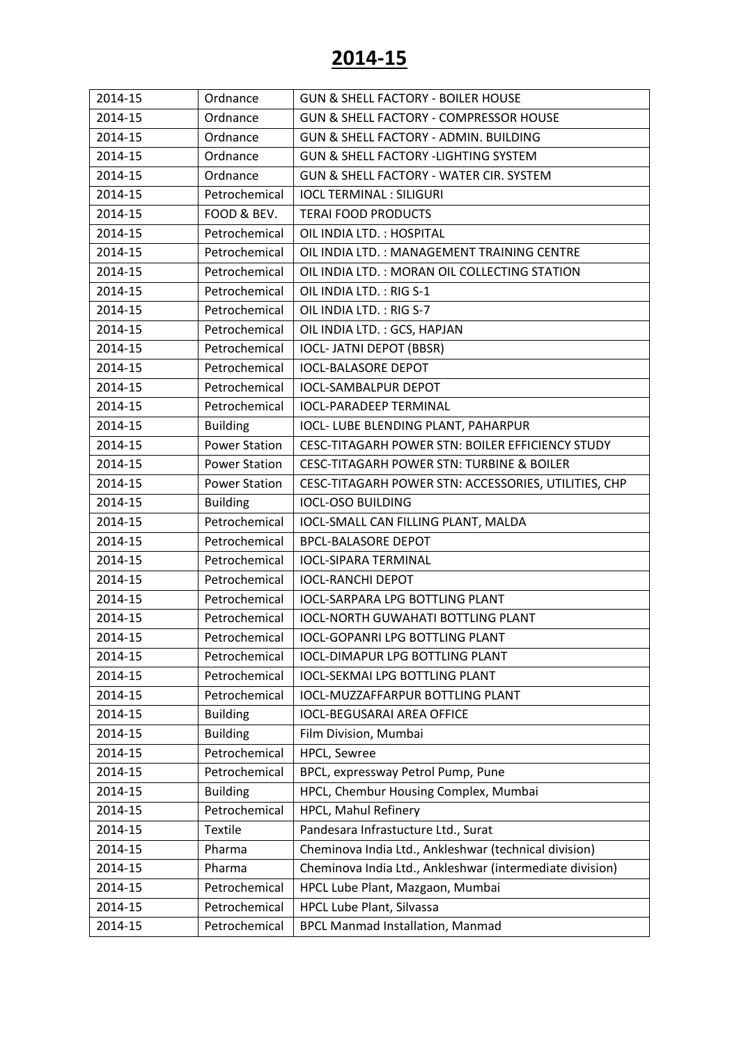# 2014-15

| 2014-15 | Ordnance | GUN & SHELL FACTORY - BOILER HOUSE |
|---|---|---|
| 2014-15 | Ordnance | GUN & SHELL FACTORY - COMPRESSOR HOUSE |
| 2014-15 | Ordnance | GUN & SHELL FACTORY - ADMIN. BUILDING |
| 2014-15 | Ordnance | GUN & SHELL FACTORY -LIGHTING SYSTEM |
| 2014-15 | Ordnance | GUN & SHELL FACTORY - WATER CIR. SYSTEM |
| 2014-15 | Petrochemical | IOCL TERMINAL : SILIGURI |
| 2014-15 | FOOD & BEV. | TERAI FOOD PRODUCTS |
| 2014-15 | Petrochemical | OIL INDIA LTD. : HOSPITAL |
| 2014-15 | Petrochemical | OIL INDIA LTD. : MANAGEMENT TRAINING CENTRE |
| 2014-15 | Petrochemical | OIL INDIA LTD. : MORAN OIL COLLECTING STATION |
| 2014-15 | Petrochemical | OIL INDIA LTD. : RIG S-1 |
| 2014-15 | Petrochemical | OIL INDIA LTD. : RIG S-7 |
| 2014-15 | Petrochemical | OIL INDIA LTD. : GCS, HAPJAN |
| 2014-15 | Petrochemical | IOCL- JATNI DEPOT (BBSR) |
| 2014-15 | Petrochemical | IOCL-BALASORE DEPOT |
| 2014-15 | Petrochemical | IOCL-SAMBALPUR DEPOT |
| 2014-15 | Petrochemical | IOCL-PARADEEP TERMINAL |
| 2014-15 | Building | IOCL- LUBE BLENDING PLANT, PAHARPUR |
| 2014-15 | Power Station | CESC-TITAGARH POWER STN: BOILER EFFICIENCY STUDY |
| 2014-15 | Power Station | CESC-TITAGARH POWER STN: TURBINE & BOILER |
| 2014-15 | Power Station | CESC-TITAGARH POWER STN: ACCESSORIES, UTILITIES, CHP |
| 2014-15 | Building | IOCL-OSO BUILDING |
| 2014-15 | Petrochemical | IOCL-SMALL CAN FILLING PLANT, MALDA |
| 2014-15 | Petrochemical | BPCL-BALASORE DEPOT |
| 2014-15 | Petrochemical | IOCL-SIPARA TERMINAL |
| 2014-15 | Petrochemical | IOCL-RANCHI DEPOT |
| 2014-15 | Petrochemical | IOCL-SARPARA LPG BOTTLING PLANT |
| 2014-15 | Petrochemical | IOCL-NORTH GUWAHATI BOTTLING PLANT |
| 2014-15 | Petrochemical | IOCL-GOPANRI LPG BOTTLING PLANT |
| 2014-15 | Petrochemical | IOCL-DIMAPUR LPG BOTTLING PLANT |
| 2014-15 | Petrochemical | IOCL-SEKMAI LPG BOTTLING PLANT |
| 2014-15 | Petrochemical | IOCL-MUZZAFFARPUR BOTTLING PLANT |
| 2014-15 | Building | IOCL-BEGUSARAI AREA OFFICE |
| 2014-15 | Building | Film Division, Mumbai |
| 2014-15 | Petrochemical | HPCL, Sewree |
| 2014-15 | Petrochemical | BPCL, expressway Petrol Pump, Pune |
| 2014-15 | Building | HPCL, Chembur Housing Complex, Mumbai |
| 2014-15 | Petrochemical | HPCL, Mahul Refinery |
| 2014-15 | Textile | Pandesara Infrastucture Ltd., Surat |
| 2014-15 | Pharma | Cheminova India Ltd., Ankleshwar (technical division) |
| 2014-15 | Pharma | Cheminova India Ltd., Ankleshwar (intermediate division) |
| 2014-15 | Petrochemical | HPCL Lube Plant, Mazgaon, Mumbai |
| 2014-15 | Petrochemical | HPCL Lube Plant, Silvassa |
| 2014-15 | Petrochemical | BPCL Manmad Installation, Manmad |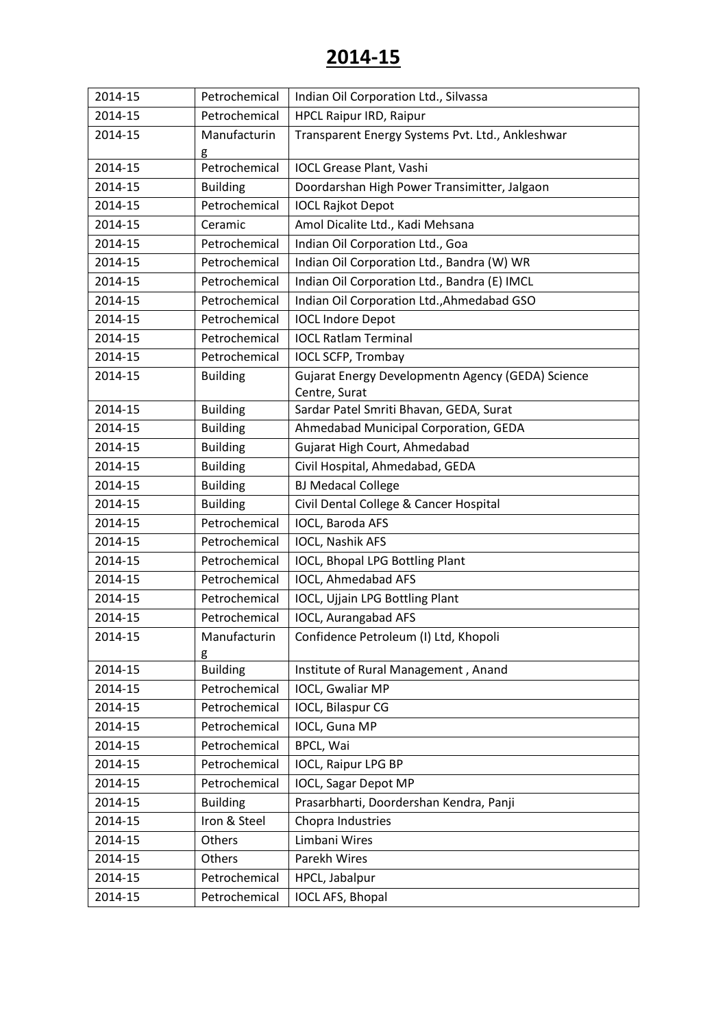# 2014-15

| 2014-15 | Petrochemical | Indian Oil Corporation Ltd., Silvassa |
|---|---|---|
| 2014-15 | Petrochemical | HPCL Raipur IRD, Raipur |
| 2014-15 | Manufacturing | Transparent Energy Systems Pvt. Ltd., Ankleshwar |
| 2014-15 | Petrochemical | IOCL Grease Plant, Vashi |
| 2014-15 | Building | Doordarshan High Power Transimitter, Jalgaon |
| 2014-15 | Petrochemical | IOCL Rajkot Depot |
| 2014-15 | Ceramic | Amol Dicalite Ltd., Kadi Mehsana |
| 2014-15 | Petrochemical | Indian Oil Corporation Ltd., Goa |
| 2014-15 | Petrochemical | Indian Oil Corporation Ltd., Bandra (W) WR |
| 2014-15 | Petrochemical | Indian Oil Corporation Ltd., Bandra (E) IMCL |
| 2014-15 | Petrochemical | Indian Oil Corporation Ltd.,Ahmedabad GSO |
| 2014-15 | Petrochemical | IOCL Indore Depot |
| 2014-15 | Petrochemical | IOCL Ratlam Terminal |
| 2014-15 | Petrochemical | IOCL SCFP, Trombay |
| 2014-15 | Building | Gujarat Energy Developmentn Agency (GEDA) Science Centre, Surat |
| 2014-15 | Building | Sardar Patel Smriti Bhavan, GEDA, Surat |
| 2014-15 | Building | Ahmedabad Municipal Corporation, GEDA |
| 2014-15 | Building | Gujarat High Court, Ahmedabad |
| 2014-15 | Building | Civil Hospital, Ahmedabad, GEDA |
| 2014-15 | Building | BJ Medacal College |
| 2014-15 | Building | Civil Dental College & Cancer Hospital |
| 2014-15 | Petrochemical | IOCL, Baroda AFS |
| 2014-15 | Petrochemical | IOCL, Nashik AFS |
| 2014-15 | Petrochemical | IOCL, Bhopal LPG Bottling Plant |
| 2014-15 | Petrochemical | IOCL, Ahmedabad AFS |
| 2014-15 | Petrochemical | IOCL, Ujjain LPG Bottling Plant |
| 2014-15 | Petrochemical | IOCL, Aurangabad AFS |
| 2014-15 | Manufacturing | Confidence Petroleum (I) Ltd, Khopoli |
| 2014-15 | Building | Institute of Rural Management , Anand |
| 2014-15 | Petrochemical | IOCL, Gwaliar MP |
| 2014-15 | Petrochemical | IOCL, Bilaspur CG |
| 2014-15 | Petrochemical | IOCL, Guna MP |
| 2014-15 | Petrochemical | BPCL, Wai |
| 2014-15 | Petrochemical | IOCL, Raipur LPG BP |
| 2014-15 | Petrochemical | IOCL, Sagar Depot MP |
| 2014-15 | Building | Prasarbharti, Doordershan Kendra, Panji |
| 2014-15 | Iron & Steel | Chopra Industries |
| 2014-15 | Others | Limbani Wires |
| 2014-15 | Others | Parekh Wires |
| 2014-15 | Petrochemical | HPCL, Jabalpur |
| 2014-15 | Petrochemical | IOCL AFS, Bhopal |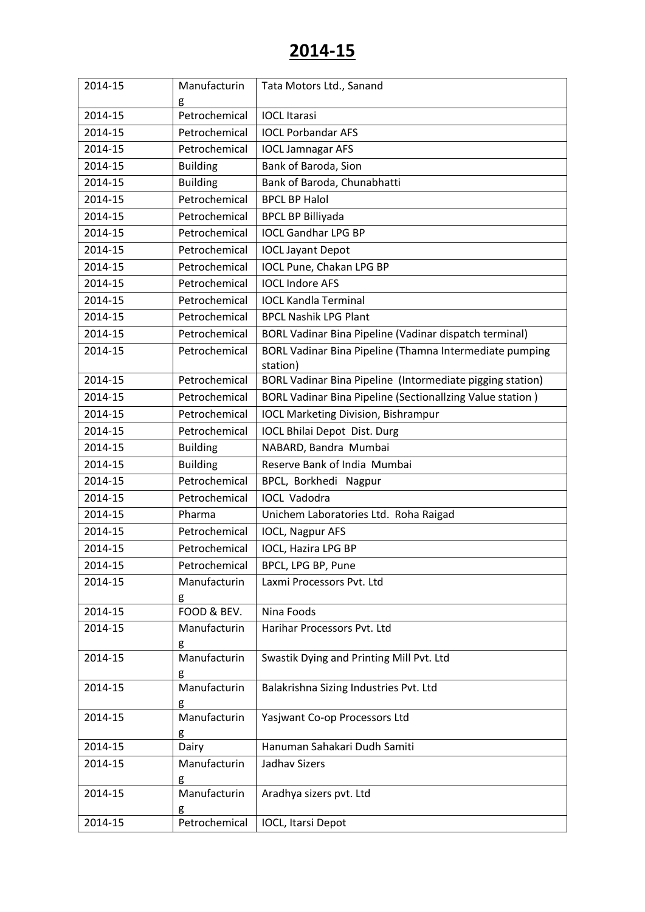# 2014-15

| 2014-15 | Manufacturing | Tata Motors Ltd., Sanand |
|---|---|---|
| 2014-15 | Petrochemical | IOCL Itarasi |
| 2014-15 | Petrochemical | IOCL Porbandar AFS |
| 2014-15 | Petrochemical | IOCL Jamnagar AFS |
| 2014-15 | Building | Bank of Baroda, Sion |
| 2014-15 | Building | Bank of Baroda, Chunabhatti |
| 2014-15 | Petrochemical | BPCL BP Halol |
| 2014-15 | Petrochemical | BPCL BP Billiyada |
| 2014-15 | Petrochemical | IOCL Gandhar LPG BP |
| 2014-15 | Petrochemical | IOCL Jayant Depot |
| 2014-15 | Petrochemical | IOCL Pune, Chakan LPG BP |
| 2014-15 | Petrochemical | IOCL Indore AFS |
| 2014-15 | Petrochemical | IOCL Kandla Terminal |
| 2014-15 | Petrochemical | BPCL Nashik LPG Plant |
| 2014-15 | Petrochemical | BORL Vadinar Bina Pipeline (Vadinar dispatch terminal) |
| 2014-15 | Petrochemical | BORL Vadinar Bina Pipeline (Thamna Intermediate pumping station) |
| 2014-15 | Petrochemical | BORL Vadinar Bina Pipeline (Intermediate pigging station) |
| 2014-15 | Petrochemical | BORL Vadinar Bina Pipeline (Sectionallzing Value station ) |
| 2014-15 | Petrochemical | IOCL Marketing Division, Bishrampur |
| 2014-15 | Petrochemical | IOCL Bhilai Depot Dist. Durg |
| 2014-15 | Building | NABARD, Bandra Mumbai |
| 2014-15 | Building | Reserve Bank of India Mumbai |
| 2014-15 | Petrochemical | BPCL, Borkhedi Nagpur |
| 2014-15 | Petrochemical | IOCL Vadodra |
| 2014-15 | Pharma | Unichem Laboratories Ltd. Roha Raigad |
| 2014-15 | Petrochemical | IOCL, Nagpur AFS |
| 2014-15 | Petrochemical | IOCL, Hazira LPG BP |
| 2014-15 | Petrochemical | BPCL, LPG BP, Pune |
| 2014-15 | Manufacturing | Laxmi Processors Pvt. Ltd |
| 2014-15 | FOOD & BEV. | Nina Foods |
| 2014-15 | Manufacturing | Harihar Processors Pvt. Ltd |
| 2014-15 | Manufacturing | Swastik Dying and Printing Mill Pvt. Ltd |
| 2014-15 | Manufacturing | Balakrishna Sizing Industries Pvt. Ltd |
| 2014-15 | Manufacturing | Yasjwant Co-op Processors Ltd |
| 2014-15 | Dairy | Hanuman Sahakari Dudh Samiti |
| 2014-15 | Manufacturing | Jadhav Sizers |
| 2014-15 | Manufacturing | Aradhya sizers pvt. Ltd |
| 2014-15 | Petrochemical | IOCL, Itarsi Depot |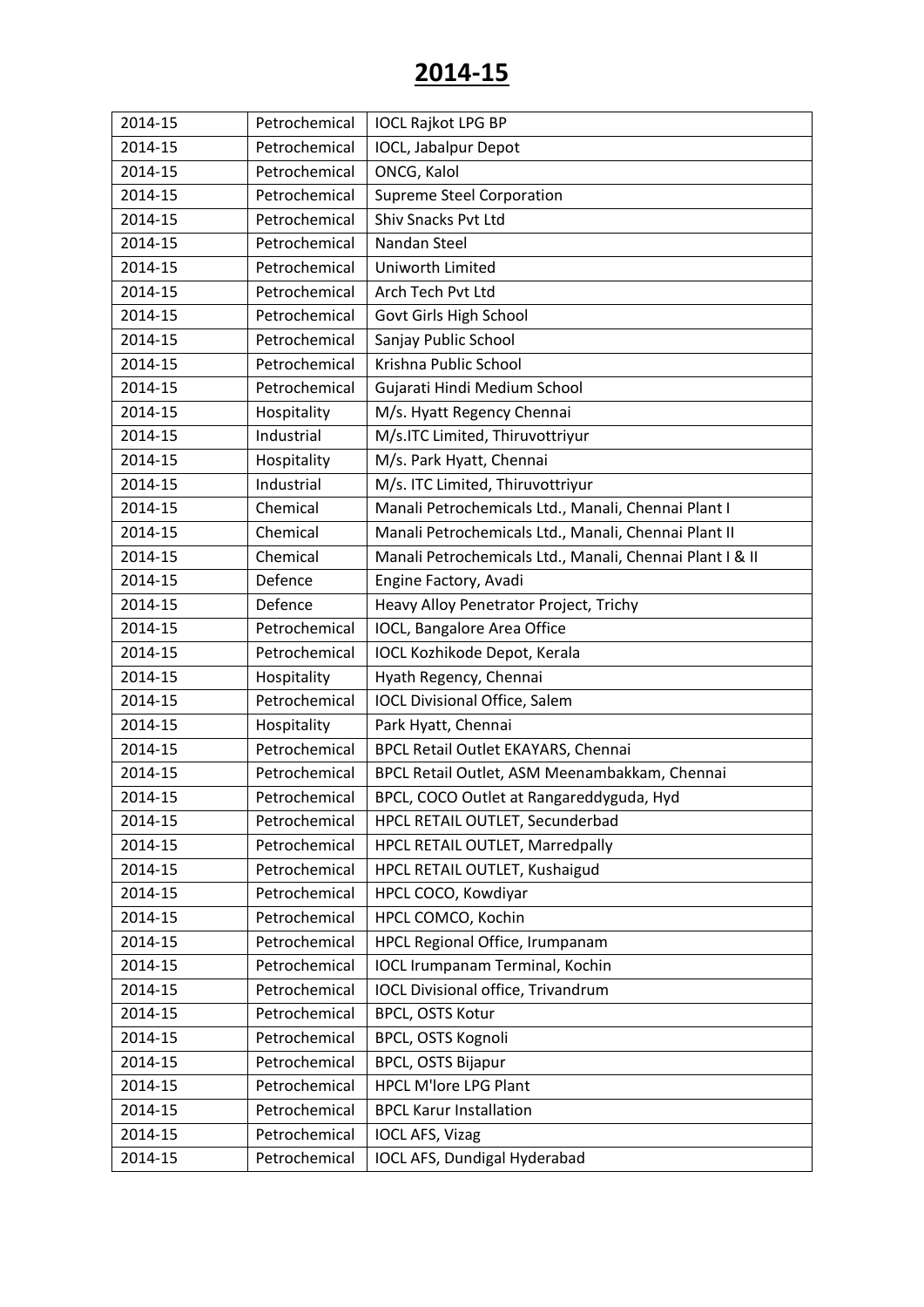# 2014-15

| | | |
|---|---|---|
| 2014-15 | Petrochemical | IOCL Rajkot LPG BP |
| 2014-15 | Petrochemical | IOCL, Jabalpur Depot |
| 2014-15 | Petrochemical | ONCG, Kalol |
| 2014-15 | Petrochemical | Supreme Steel Corporation |
| 2014-15 | Petrochemical | Shiv Snacks Pvt Ltd |
| 2014-15 | Petrochemical | Nandan Steel |
| 2014-15 | Petrochemical | Uniworth Limited |
| 2014-15 | Petrochemical | Arch Tech Pvt Ltd |
| 2014-15 | Petrochemical | Govt Girls High School |
| 2014-15 | Petrochemical | Sanjay Public School |
| 2014-15 | Petrochemical | Krishna Public School |
| 2014-15 | Petrochemical | Gujarati Hindi Medium School |
| 2014-15 | Hospitality | M/s. Hyatt Regency Chennai |
| 2014-15 | Industrial | M/s.ITC Limited, Thiruvottriyur |
| 2014-15 | Hospitality | M/s. Park Hyatt, Chennai |
| 2014-15 | Industrial | M/s. ITC Limited, Thiruvottriyur |
| 2014-15 | Chemical | Manali Petrochemicals Ltd., Manali, Chennai Plant I |
| 2014-15 | Chemical | Manali Petrochemicals Ltd., Manali, Chennai Plant II |
| 2014-15 | Chemical | Manali Petrochemicals Ltd., Manali, Chennai Plant I & II |
| 2014-15 | Defence | Engine Factory, Avadi |
| 2014-15 | Defence | Heavy Alloy Penetrator Project, Trichy |
| 2014-15 | Petrochemical | IOCL, Bangalore Area Office |
| 2014-15 | Petrochemical | IOCL Kozhikode Depot, Kerala |
| 2014-15 | Hospitality | Hyath Regency, Chennai |
| 2014-15 | Petrochemical | IOCL Divisional Office, Salem |
| 2014-15 | Hospitality | Park Hyatt, Chennai |
| 2014-15 | Petrochemical | BPCL Retail Outlet EKAYARS, Chennai |
| 2014-15 | Petrochemical | BPCL Retail Outlet, ASM Meenambakkam, Chennai |
| 2014-15 | Petrochemical | BPCL, COCO Outlet at Rangareddyguda, Hyd |
| 2014-15 | Petrochemical | HPCL RETAIL OUTLET, Secunderbad |
| 2014-15 | Petrochemical | HPCL RETAIL OUTLET, Marredpally |
| 2014-15 | Petrochemical | HPCL RETAIL OUTLET, Kushaigud |
| 2014-15 | Petrochemical | HPCL COCO, Kowdiyar |
| 2014-15 | Petrochemical | HPCL COMCO, Kochin |
| 2014-15 | Petrochemical | HPCL Regional Office, Irumpanam |
| 2014-15 | Petrochemical | IOCL Irumpanam Terminal, Kochin |
| 2014-15 | Petrochemical | IOCL Divisional office, Trivandrum |
| 2014-15 | Petrochemical | BPCL, OSTS Kotur |
| 2014-15 | Petrochemical | BPCL, OSTS Kognoli |
| 2014-15 | Petrochemical | BPCL, OSTS Bijapur |
| 2014-15 | Petrochemical | HPCL M'lore LPG Plant |
| 2014-15 | Petrochemical | BPCL Karur Installation |
| 2014-15 | Petrochemical | IOCL AFS, Vizag |
| 2014-15 | Petrochemical | IOCL AFS, Dundigal Hyderabad |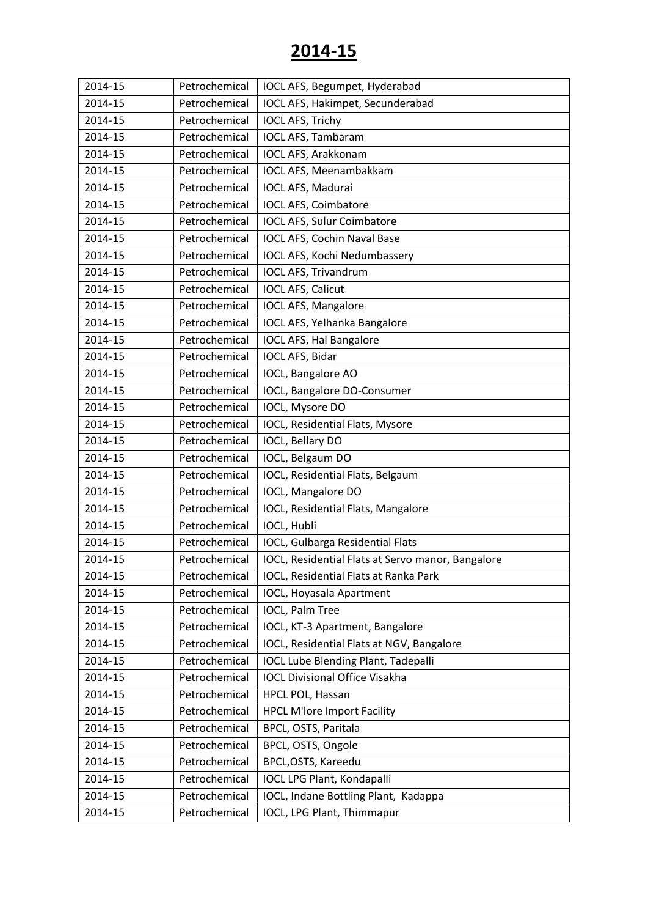# 2014-15

| 2014-15 | Petrochemical | IOCL AFS, Begumpet, Hyderabad |
|---|---|---|
| 2014-15 | Petrochemical | IOCL AFS, Hakimpet, Secunderabad |
| 2014-15 | Petrochemical | IOCL AFS, Trichy |
| 2014-15 | Petrochemical | IOCL AFS, Tambaram |
| 2014-15 | Petrochemical | IOCL AFS, Arakkonam |
| 2014-15 | Petrochemical | IOCL AFS, Meenambakkam |
| 2014-15 | Petrochemical | IOCL AFS, Madurai |
| 2014-15 | Petrochemical | IOCL AFS, Coimbatore |
| 2014-15 | Petrochemical | IOCL AFS, Sulur Coimbatore |
| 2014-15 | Petrochemical | IOCL AFS, Cochin Naval Base |
| 2014-15 | Petrochemical | IOCL AFS, Kochi Nedumbassery |
| 2014-15 | Petrochemical | IOCL AFS, Trivandrum |
| 2014-15 | Petrochemical | IOCL AFS, Calicut |
| 2014-15 | Petrochemical | IOCL AFS, Mangalore |
| 2014-15 | Petrochemical | IOCL AFS, Yelhanka Bangalore |
| 2014-15 | Petrochemical | IOCL AFS, Hal Bangalore |
| 2014-15 | Petrochemical | IOCL AFS, Bidar |
| 2014-15 | Petrochemical | IOCL, Bangalore AO |
| 2014-15 | Petrochemical | IOCL, Bangalore DO-Consumer |
| 2014-15 | Petrochemical | IOCL, Mysore DO |
| 2014-15 | Petrochemical | IOCL, Residential Flats, Mysore |
| 2014-15 | Petrochemical | IOCL, Bellary DO |
| 2014-15 | Petrochemical | IOCL, Belgaum DO |
| 2014-15 | Petrochemical | IOCL, Residential Flats, Belgaum |
| 2014-15 | Petrochemical | IOCL, Mangalore DO |
| 2014-15 | Petrochemical | IOCL, Residential Flats, Mangalore |
| 2014-15 | Petrochemical | IOCL, Hubli |
| 2014-15 | Petrochemical | IOCL, Gulbarga Residential Flats |
| 2014-15 | Petrochemical | IOCL, Residential Flats at Servo manor, Bangalore |
| 2014-15 | Petrochemical | IOCL, Residential Flats at Ranka Park |
| 2014-15 | Petrochemical | IOCL, Hoyasala Apartment |
| 2014-15 | Petrochemical | IOCL, Palm Tree |
| 2014-15 | Petrochemical | IOCL, KT-3 Apartment, Bangalore |
| 2014-15 | Petrochemical | IOCL, Residential Flats at NGV, Bangalore |
| 2014-15 | Petrochemical | IOCL Lube Blending Plant, Tadepalli |
| 2014-15 | Petrochemical | IOCL Divisional Office Visakha |
| 2014-15 | Petrochemical | HPCL POL, Hassan |
| 2014-15 | Petrochemical | HPCL M'lore Import Facility |
| 2014-15 | Petrochemical | BPCL, OSTS, Paritala |
| 2014-15 | Petrochemical | BPCL, OSTS, Ongole |
| 2014-15 | Petrochemical | BPCL,OSTS, Kareedu |
| 2014-15 | Petrochemical | IOCL LPG Plant, Kondapalli |
| 2014-15 | Petrochemical | IOCL, Indane Bottling Plant, Kadappa |
| 2014-15 | Petrochemical | IOCL, LPG Plant, Thimmapur |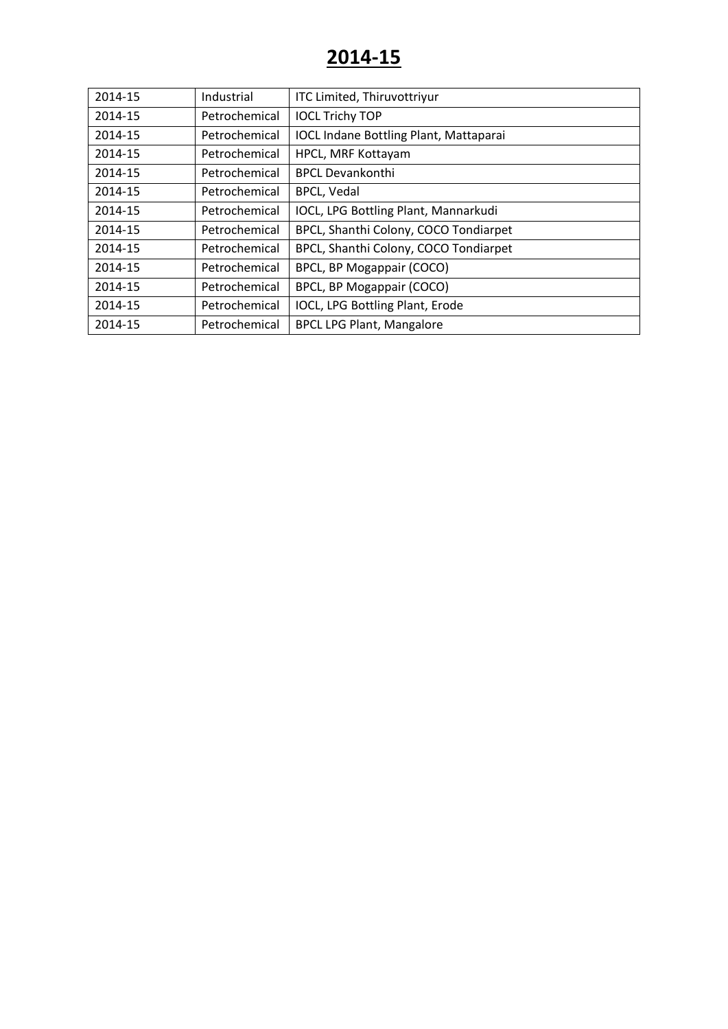# 2014-15

| | | |
|---|---|---|
| 2014-15 | Industrial | ITC Limited, Thiruvottriyur |
| 2014-15 | Petrochemical | IOCL Trichy TOP |
| 2014-15 | Petrochemical | IOCL Indane Bottling Plant, Mattaparai |
| 2014-15 | Petrochemical | HPCL, MRF Kottayam |
| 2014-15 | Petrochemical | BPCL Devankonthi |
| 2014-15 | Petrochemical | BPCL, Vedal |
| 2014-15 | Petrochemical | IOCL, LPG Bottling Plant, Mannarkudi |
| 2014-15 | Petrochemical | BPCL, Shanthi Colony, COCO Tondiarpet |
| 2014-15 | Petrochemical | BPCL, Shanthi Colony, COCO Tondiarpet |
| 2014-15 | Petrochemical | BPCL, BP Mogappair (COCO) |
| 2014-15 | Petrochemical | BPCL, BP Mogappair (COCO) |
| 2014-15 | Petrochemical | IOCL, LPG Bottling Plant, Erode |
| 2014-15 | Petrochemical | BPCL LPG Plant, Mangalore |